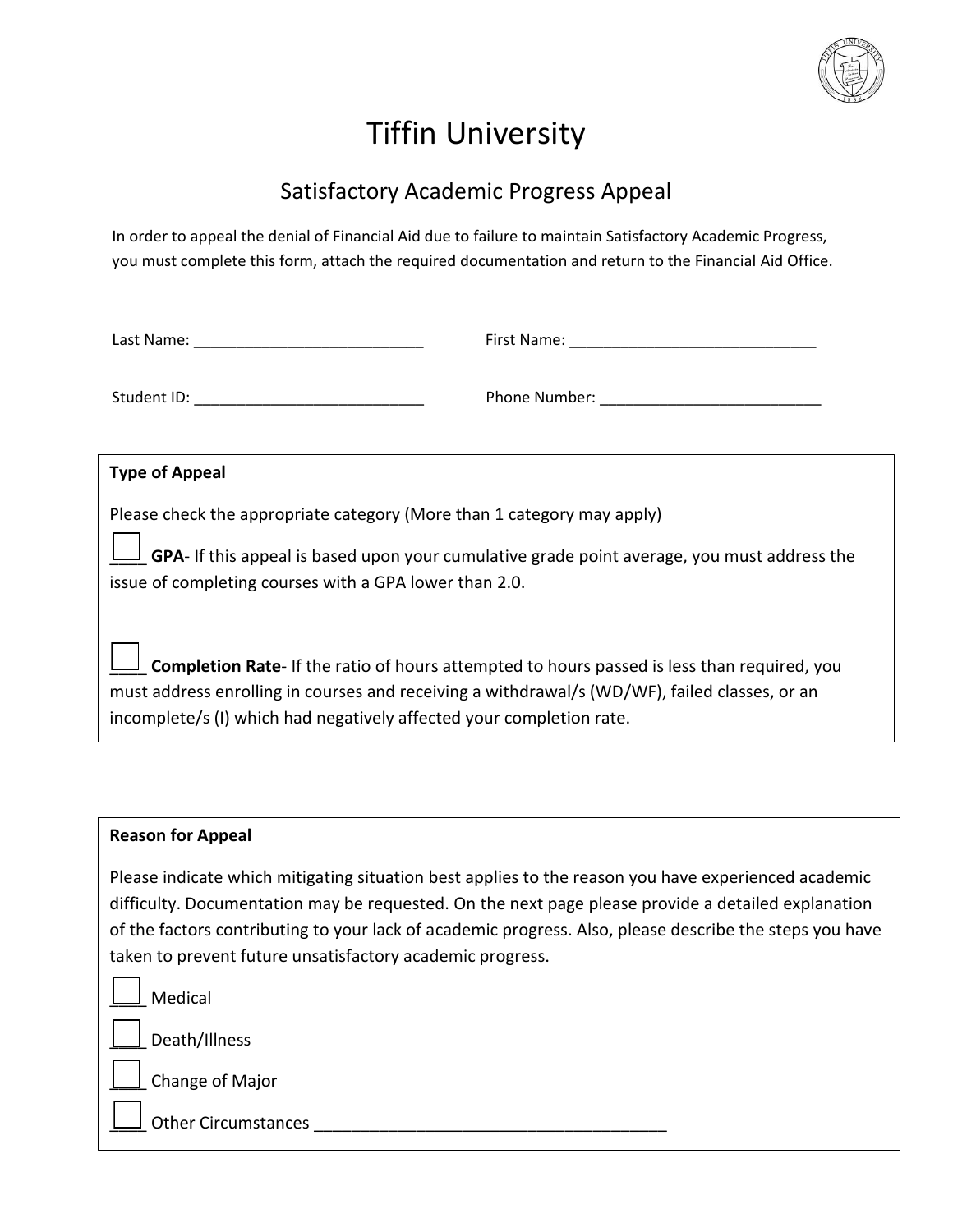# Tiffin University

## Satisfactory Academic Progress Appeal

In order to appeal the denial of Financial Aid due to failure to maintain Satisfactory Academic Progress, you must complete this form, attach the required documentation and return to the Financial Aid Office.

Last Name: ___________________________ First Name: _____________________________

Student ID: ___________________________ Phone Number: __________________________

**Type of Appeal**

Please check the appropriate category (More than 1 category may apply)

☐ **GPA**- If this appeal is based upon your cumulative grade point average, you must address the issue of completing courses with a GPA lower than 2.0.

☐ **Completion Rate**- If the ratio of hours attempted to hours passed is less than required, you must address enrolling in courses and receiving a withdrawal/s (WD/WF), failed classes, or an incomplete/s (I) which had negatively affected your completion rate.

**Reason for Appeal**

Please indicate which mitigating situation best applies to the reason you have experienced academic difficulty. Documentation may be requested. On the next page please provide a detailed explanation of the factors contributing to your lack of academic progress. Also, please describe the steps you have taken to prevent future unsatisfactory academic progress.

☐ Medical

☐ Death/Illness

☐ Change of Major

☐ Other Circumstances _______________________________________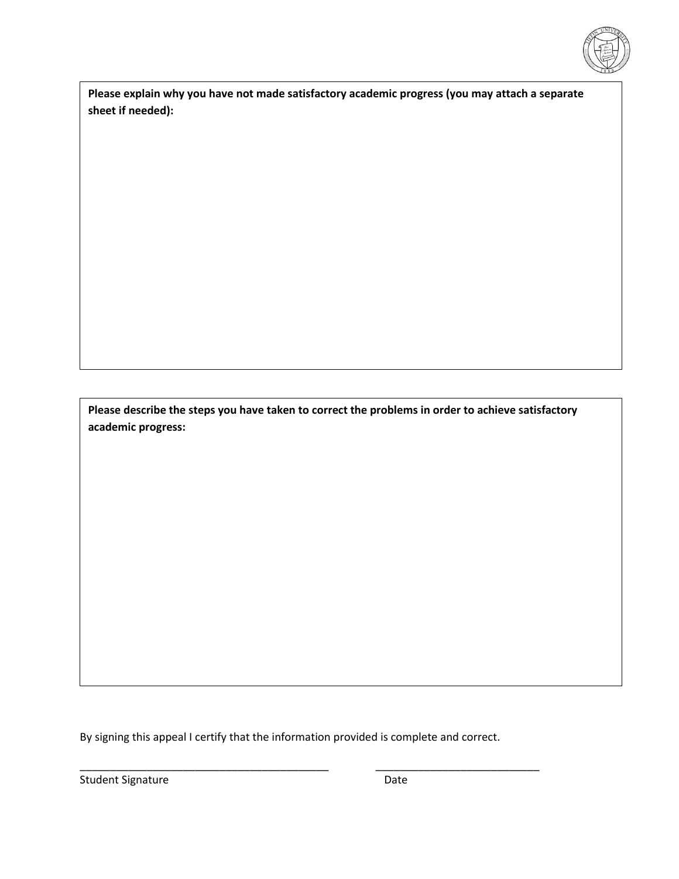**Please explain why you have not made satisfactory academic progress (you may attach a separate sheet if needed):**

**Please describe the steps you have taken to correct the problems in order to achieve satisfactory academic progress:**

By signing this appeal I certify that the information provided is complete and correct.

\_\_\_\_\_\_\_\_\_\_\_\_\_\_\_\_\_\_\_\_\_\_\_\_\_\_\_\_\_\_\_\_\_\_\_\_\_\_\_\_\_\_ \_\_\_\_\_\_\_\_\_\_\_\_\_\_\_\_\_\_\_\_\_\_\_\_\_\_\_\_

Student Signature Date